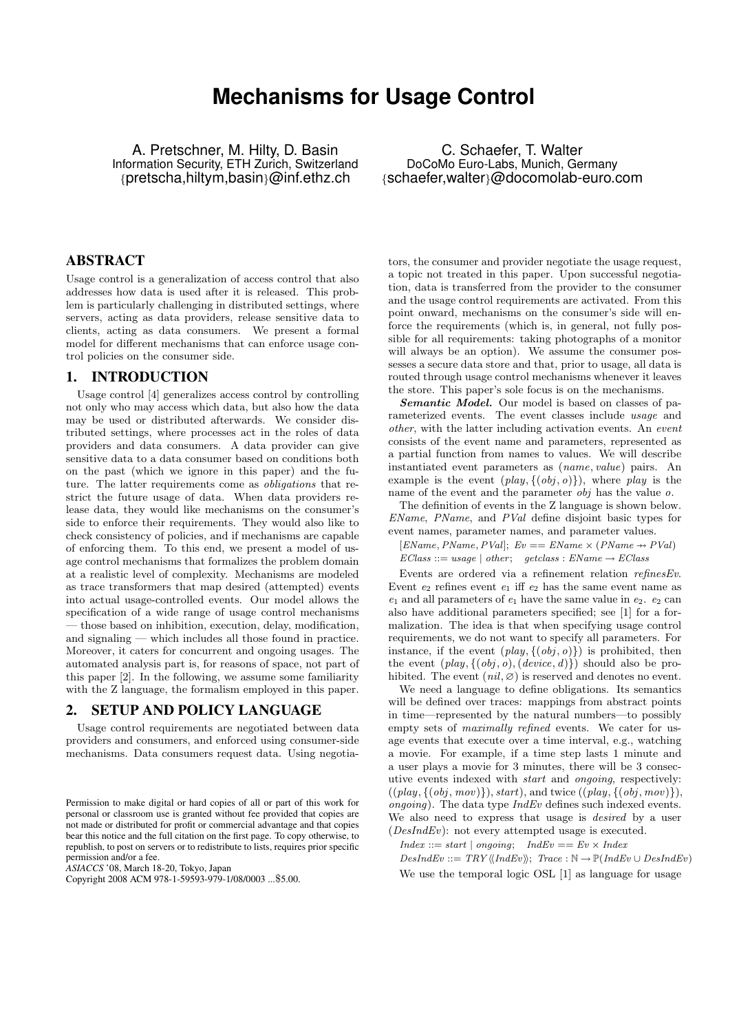# Mechanisms for Usage Control

A. Pretschner, M. Hilty, D. Basin
Information Security, ETH Zurich, Switzerland
{pretscha,hiltym,basin}@inf.ethz.ch

C. Schaefer, T. Walter
DoCoMo Euro-Labs, Munich, Germany
{schaefer,walter}@docomolab-euro.com

## ABSTRACT

Usage control is a generalization of access control that also addresses how data is used after it is released. This problem is particularly challenging in distributed settings, where servers, acting as data providers, release sensitive data to clients, acting as data consumers. We present a formal model for different mechanisms that can enforce usage control policies on the consumer side.

## 1. INTRODUCTION

Usage control [4] generalizes access control by controlling not only who may access which data, but also how the data may be used or distributed afterwards. We consider distributed settings, where processes act in the roles of data providers and data consumers. A data provider can give sensitive data to a data consumer based on conditions both on the past (which we ignore in this paper) and the future. The latter requirements come as *obligations* that restrict the future usage of data. When data providers release data, they would like mechanisms on the consumer's side to enforce their requirements. They would also like to check consistency of policies, and if mechanisms are capable of enforcing them. To this end, we present a model of usage control mechanisms that formalizes the problem domain at a realistic level of complexity. Mechanisms are modeled as trace transformers that map desired (attempted) events into actual usage-controlled events. Our model allows the specification of a wide range of usage control mechanisms — those based on inhibition, execution, delay, modification, and signaling — which includes all those found in practice. Moreover, it caters for concurrent and ongoing usages. The automated analysis part is, for reasons of space, not part of this paper [2]. In the following, we assume some familiarity with the Z language, the formalism employed in this paper.

## 2. SETUP AND POLICY LANGUAGE

Usage control requirements are negotiated between data providers and consumers, and enforced using consumer-side mechanisms. Data consumers request data. Using negotiators, the consumer and provider negotiate the usage request, a topic not treated in this paper. Upon successful negotiation, data is transferred from the provider to the consumer and the usage control requirements are activated. From this point onward, mechanisms on the consumer's side will enforce the requirements (which is, in general, not fully possible for all requirements: taking photographs of a monitor will always be an option). We assume the consumer possesses a secure data store and that, prior to usage, all data is routed through usage control mechanisms whenever it leaves the store. This paper's sole focus is on the mechanisms.

***Semantic Model.*** Our model is based on classes of parameterized events. The event classes include *usage* and *other*, with the latter including activation events. An *event* consists of the event name and parameters, represented as a partial function from names to values. We will describe instantiated event parameters as (*name*, *value*) pairs. An example is the event $(play, \{(obj, o)\})$, where *play* is the name of the event and the parameter *obj* has the value *o*.

The definition of events in the Z language is shown below. *EName*, *PName*, and *PVal* define disjoint basic types for event names, parameter names, and parameter values.

$[EName, PName, PVal]$; $Ev == EName \times (PName \rightarrow\!\!\!\!\!+ PVal)$
$EClass ::= usage \mid other$; $\quad getclass : EName \rightarrow EClass$

Events are ordered via a refinement relation *refinesEv*. Event $e_2$ refines event $e_1$ iff $e_2$ has the same event name as $e_1$ and all parameters of $e_1$ have the same value in $e_2$. $e_2$ can also have additional parameters specified; see [1] for a formalization. The idea is that when specifying usage control requirements, we do not want to specify all parameters. For instance, if the event $(play, \{(obj, o)\})$ is prohibited, then the event $(play, \{(obj, o), (device, d)\})$ should also be prohibited. The event $(nil, \varnothing)$ is reserved and denotes no event.

We need a language to define obligations. Its semantics will be defined over traces: mappings from abstract points in time—represented by the natural numbers—to possibly empty sets of *maximally refined* events. We cater for usage events that execute over a time interval, e.g., watching a movie. For example, if a time step lasts 1 minute and a user plays a movie for 3 minutes, there will be 3 consecutive events indexed with *start* and *ongoing*, respectively: $((play, \{(obj, mov)\}), start)$, and twice $((play, \{(obj, mov)\}), ongoing)$. The data type *IndEv* defines such indexed events. We also need to express that usage is *desired* by a user (*DesIndEv*): not every attempted usage is executed.

$Index ::= start \mid ongoing$; $\quad IndEv == Ev \times Index$
$DesIndEv ::= TRY \langle\!\langle IndEv \rangle\!\rangle$; $\ Trace : \mathbb{N} \rightarrow \mathbb{P}(IndEv \cup DesIndEv)$

We use the temporal logic OSL [1] as language for usage

Permission to make digital or hard copies of all or part of this work for personal or classroom use is granted without fee provided that copies are not made or distributed for profit or commercial advantage and that copies bear this notice and the full citation on the first page. To copy otherwise, to republish, to post on servers or to redistribute to lists, requires prior specific permission and/or a fee.
*ASIACCS '08*, March 18-20, Tokyo, Japan
Copyright 2008 ACM 978-1-59593-979-1/08/0003 ...$5.00.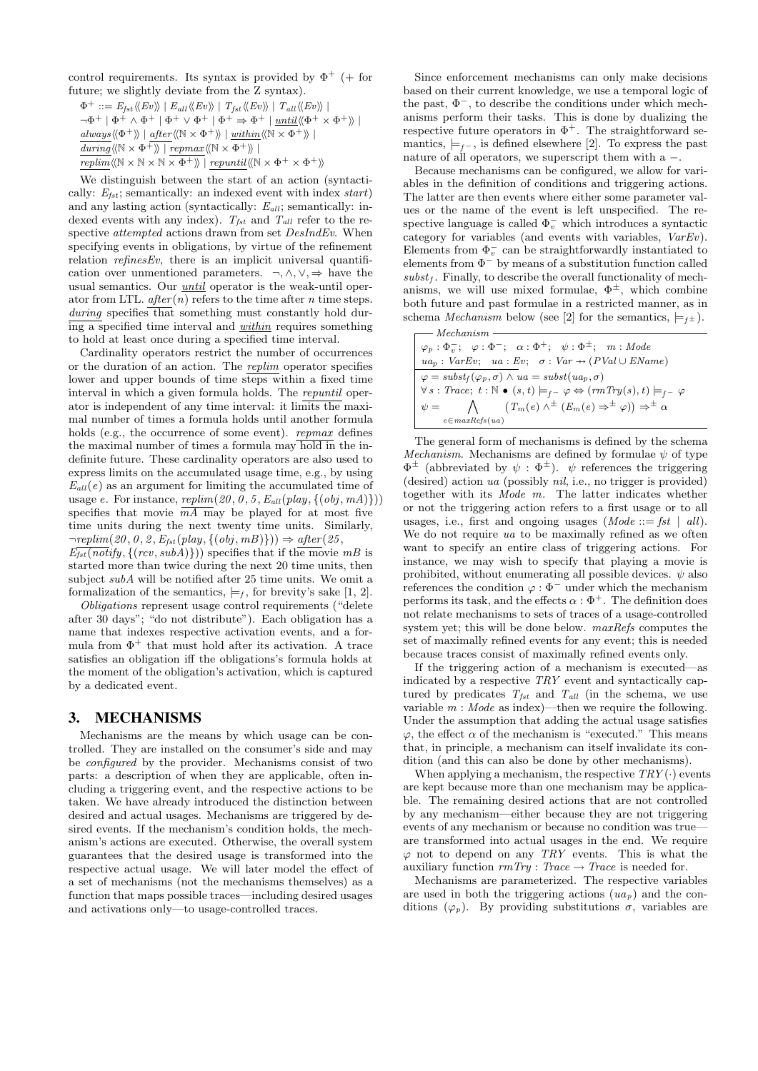control requirements. Its syntax is provided by $\Phi^+$ (+ for future; we slightly deviate from the Z syntax).

$$\begin{aligned}
\Phi^+ ::= &\ E_{fst}\langle\langle Ev\rangle\rangle \mid E_{all}\langle\langle Ev\rangle\rangle \mid T_{fst}\langle\langle Ev\rangle\rangle \mid T_{all}\langle\langle Ev\rangle\rangle \mid \\
&\neg\Phi^+ \mid \Phi^+ \wedge \Phi^+ \mid \Phi^+ \vee \Phi^+ \mid \Phi^+ \Rightarrow \Phi^+ \mid \underline{\overline{until}}\langle\langle \Phi^+ \times \Phi^+\rangle\rangle \mid \\
&\underline{\overline{always}}\langle\langle \Phi^+\rangle\rangle \mid \underline{\overline{after}}\langle\langle \mathbb{N} \times \Phi^+\rangle\rangle \mid \underline{\overline{within}}\langle\langle \mathbb{N} \times \Phi^+\rangle\rangle \mid \\
&\underline{\overline{during}}\langle\langle \mathbb{N} \times \Phi^+\rangle\rangle \mid \underline{\overline{repmax}}\langle\langle \mathbb{N} \times \Phi^+\rangle\rangle \mid \\
&\underline{\overline{replim}}\langle\langle \mathbb{N} \times \mathbb{N} \times \mathbb{N} \times \Phi^+\rangle\rangle \mid \underline{\overline{repuntil}}\langle\langle \mathbb{N} \times \Phi^+ \times \Phi^+\rangle\rangle
\end{aligned}$$

We distinguish between the start of an action (syntactically: $E_{fst}$; semantically: an indexed event with index *start*) and any lasting action (syntactically: $E_{all}$; semantically: indexed events with any index). $T_{fst}$ and $T_{all}$ refer to the respective *attempted* actions drawn from set *DesIndEv*. When specifying events in obligations, by virtue of the refinement relation *refinesEv*, there is an implicit universal quantification over unmentioned parameters. $\neg, \wedge, \vee, \Rightarrow$ have the usual semantics. Our $\underline{\overline{until}}$ operator is the weak-until operator from LTL. $\underline{\overline{after}}(n)$ refers to the time after $n$ time steps. $\underline{\overline{during}}$ specifies that something must constantly hold during a specified time interval and $\underline{\overline{within}}$ requires something to hold at least once during a specified time interval.

Cardinality operators restrict the number of occurrences or the duration of an action. The $\underline{\overline{replim}}$ operator specifies lower and upper bounds of time steps within a fixed time interval in which a given formula holds. The $\underline{\overline{repuntil}}$ operator is independent of any time interval: it limits the maximal number of times a formula holds until another formula holds (e.g., the occurrence of some event). $\underline{\overline{repmax}}$ defines the maximal number of times a formula may hold in the indefinite future. These cardinality operators are also used to express limits on the accumulated usage time, e.g., by using $E_{all}(e)$ as an argument for limiting the accumulated time of usage $e$. For instance, $\underline{\overline{replim}}(20, 0, 5, E_{all}(play, \{(obj, mA)\}))$ specifies that movie $mA$ may be played for at most five time units during the next twenty time units. Similarly, $\neg\underline{\overline{replim}}(20, 0, 2, E_{fst}(play, \{(obj, mB)\})) \Rightarrow \underline{\overline{after}}(25, E_{fst}(notify, \{(rcv, subA)\}))$ specifies that if the movie $mB$ is started more than twice during the next 20 time units, then subject $subA$ will be notified after 25 time units. We omit a formalization of the semantics, $\models_f$, for brevity's sake [1, 2].

*Obligations* represent usage control requirements ("delete after 30 days"; "do not distribute"). Each obligation has a name that indexes respective activation events, and a formula from $\Phi^+$ that must hold after its activation. A trace satisfies an obligation iff the obligations's formula holds at the moment of the obligation's activation, which is captured by a dedicated event.

## 3. MECHANISMS

Mechanisms are the means by which usage can be controlled. They are installed on the consumer's side and may be *configured* by the provider. Mechanisms consist of two parts: a description of when they are applicable, often including a triggering event, and the respective actions to be taken. We have already introduced the distinction between desired and actual usages. Mechanisms are triggered by desired events. If the mechanism's condition holds, the mechanism's actions are executed. Otherwise, the overall system guarantees that the desired usage is transformed into the respective actual usage. We will later model the effect of a set of mechanisms (not the mechanisms themselves) as a function that maps possible traces—including desired usages and activations only—to usage-controlled traces.

Since enforcement mechanisms can only make decisions based on their current knowledge, we use a temporal logic of the past, $\Phi^-$, to describe the conditions under which mechanisms perform their tasks. This is done by dualizing the respective future operators in $\Phi^+$. The straightforward semantics, $\models_{f^-}$, is defined elsewhere [2]. To express the past nature of all operators, we superscript them with a $-$.

Because mechanisms can be configured, we allow for variables in the definition of conditions and triggering actions. The latter are then events where either some parameter values or the name of the event is left unspecified. The respective language is called $\Phi_v^-$ which introduces a syntactic category for variables (and events with variables, *VarEv*). Elements from $\Phi_v^-$ can be straightforwardly instantiated to elements from $\Phi^-$ by means of a substitution function called $subst_f$. Finally, to describe the overall functionality of mechanisms, we will use mixed formulae, $\Phi^\pm$, which combine both future and past formulae in a restricted manner, as in schema *Mechanism* below (see [2] for the semantics, $\models_{f^\pm}$).

**Mechanism**

$$\begin{aligned}
&\varphi_p : \Phi_v^-;\quad \varphi : \Phi^-;\quad \alpha : \Phi^+;\quad \psi : \Phi^\pm;\quad m : Mode \\
&ua_p : VarEv;\quad ua : Ev;\quad \sigma : Var \rightarrow (PVal \cup EName) \\
\hline
&\varphi = subst_f(\varphi_p, \sigma) \wedge ua = subst(ua_p, \sigma) \\
&\forall\, s : Trace;\ t : \mathbb{N} \bullet (s, t) \models_{f^-} \varphi \Leftrightarrow (rmTry(s), t) \models_{f^-} \varphi \\
&\psi = \bigwedge_{e \in maxRefs(ua)} (T_m(e) \wedge^\pm (E_m(e) \Rightarrow^\pm \varphi)) \Rightarrow^\pm \alpha
\end{aligned}$$

The general form of mechanisms is defined by the schema *Mechanism*. Mechanisms are defined by formulae $\psi$ of type $\Phi^\pm$ (abbreviated by $\psi : \Phi^\pm$). $\psi$ references the triggering (desired) action $ua$ (possibly *nil*, i.e., no trigger is provided) together with its *Mode* $m$. The latter indicates whether or not the triggering action refers to a first usage or to all usages, i.e., first and ongoing usages ($Mode ::= fst \mid all$). We do not require $ua$ to be maximally refined as we often want to specify an entire class of triggering actions. For instance, we may wish to specify that playing a movie is prohibited, without enumerating all possible devices. $\psi$ also references the condition $\varphi : \Phi^-$ under which the mechanism performs its task, and the effects $\alpha : \Phi^+$. The definition does not relate mechanisms to sets of traces of a usage-controlled system yet; this will be done below. *maxRefs* computes the set of maximally refined events for any event; this is needed because traces consist of maximally refined events only.

If the triggering action of a mechanism is executed—as indicated by a respective *TRY* event and syntactically captured by predicates $T_{fst}$ and $T_{all}$ (in the schema, we use variable $m : Mode$ as index)—then we require the following. Under the assumption that adding the actual usage satisfies $\varphi$, the effect $\alpha$ of the mechanism is "executed." This means that, in principle, a mechanism can itself invalidate its condition (and this can also be done by other mechanisms).

When applying a mechanism, the respective $TRY(\cdot)$ events are kept because more than one mechanism may be applicable. The remaining desired actions that are not controlled by any mechanism—either because they are not triggering events of any mechanism or because no condition was true—are transformed into actual usages in the end. We require $\varphi$ not to depend on any *TRY* events. This is what the auxiliary function $rmTry : Trace \rightarrow Trace$ is needed for.

Mechanisms are parameterized. The respective variables are used in both the triggering actions ($ua_p$) and the conditions ($\varphi_p$). By providing substitutions $\sigma$, variables are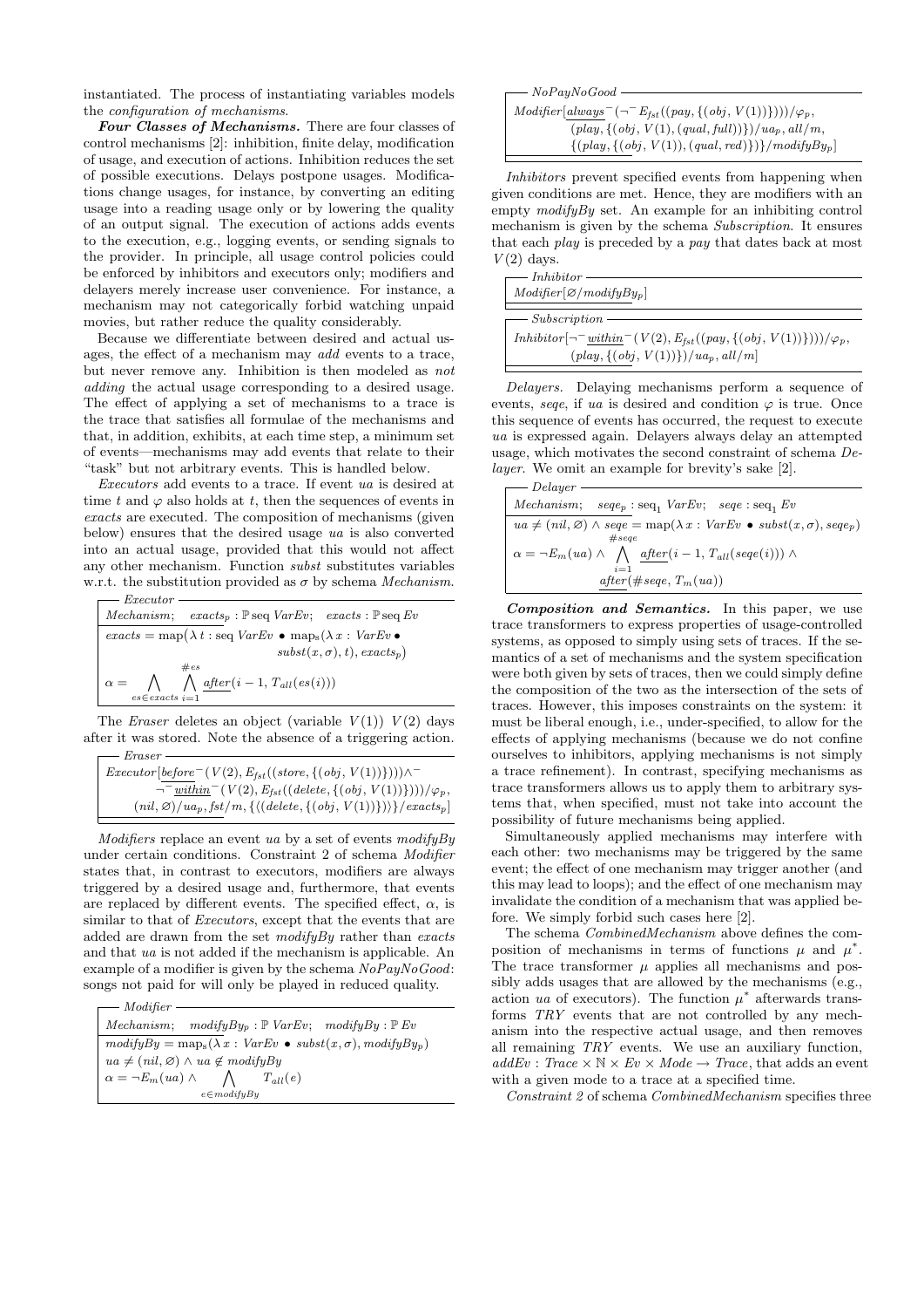instantiated. The process of instantiating variables models the *configuration of mechanisms*.

***Four Classes of Mechanisms.*** There are four classes of control mechanisms [2]: inhibition, finite delay, modification of usage, and execution of actions. Inhibition reduces the set of possible executions. Delays postpone usages. Modifications change usages, for instance, by converting an editing usage into a reading usage only or by lowering the quality of an output signal. The execution of actions adds events to the execution, e.g., logging events, or sending signals to the provider. In principle, all usage control policies could be enforced by inhibitors and executors only; modifiers and delayers merely increase user convenience. For instance, a mechanism may not categorically forbid watching unpaid movies, but rather reduce the quality considerably.

Because we differentiate between desired and actual usages, the effect of a mechanism may *add* events to a trace, but never remove any. Inhibition is then modeled as *not adding* the actual usage corresponding to a desired usage. The effect of applying a set of mechanisms to a trace is the trace that satisfies all formulae of the mechanisms and that, in addition, exhibits, at each time step, a minimum set of events—mechanisms may add events that relate to their "task" but not arbitrary events. This is handled below.

*Executors* add events to a trace. If event $ua$ is desired at time $t$ and $\varphi$ also holds at $t$, then the sequences of events in *exacts* are executed. The composition of mechanisms (given below) ensures that the desired usage $ua$ is also converted into an actual usage, provided that this would not affect any other mechanism. Function *subst* substitutes variables w.r.t. the substitution provided as $\sigma$ by schema *Mechanism*.

**Executor**

$$
\begin{array}{l}
\mathit{Mechanism};\quad \mathit{exacts_p} : \mathbb{P}\,\mathrm{seq}\,\mathit{VarEv};\quad \mathit{exacts} : \mathbb{P}\,\mathrm{seq}\,\mathit{Ev} \\
\hline
\mathit{exacts} = \mathrm{map}\big(\lambda\, t : \mathrm{seq}\,\mathit{VarEv} \bullet \mathrm{map_s}(\lambda\, x : \mathit{VarEv} \bullet \\
\qquad\qquad \mathit{subst}(x,\sigma), t), \mathit{exacts_p}\big) \\
\alpha = \displaystyle\bigwedge_{es \in exacts} \bigwedge_{i=1}^{\#es} \underline{\mathit{after}}(i-1, T_{all}(es(i)))
\end{array}
$$

The *Eraser* deletes an object (variable $V(1)$) $V(2)$ days after it was stored. Note the absence of a triggering action.

**Eraser**

$$
\begin{array}{l}
\mathit{Executor}[\underline{\mathit{before}}^{-}(V(2), E_{fst}((\mathit{store}, \{(\mathit{obj}, V(1))\}))) \wedge^{-} \\
\quad \neg^{-}\underline{\mathit{within}}^{-}(V(2), E_{fst}((\mathit{delete}, \{(\mathit{obj}, V(1))\})))/\varphi_p, \\
\quad (\mathit{nil}, \varnothing)/\mathit{ua}_p, \mathit{fst}/m, \{\langle(\mathit{delete}, \{(\mathit{obj}, V(1))\})\rangle\}/\mathit{exacts}_p]
\end{array}
$$

*Modifiers* replace an event $ua$ by a set of events *modifyBy* under certain conditions. Constraint 2 of schema *Modifier* states that, in contrast to executors, modifiers are always triggered by a desired usage and, furthermore, that events are replaced by different events. The specified effect, $\alpha$, is similar to that of *Executors*, except that the events that are added are drawn from the set *modifyBy* rather than *exacts* and that $ua$ is not added if the mechanism is applicable. An example of a modifier is given by the schema *NoPayNoGood*: songs not paid for will only be played in reduced quality.

**Modifier**

$$
\begin{array}{l}
\mathit{Mechanism};\quad \mathit{modifyBy_p} : \mathbb{P}\,\mathit{VarEv};\quad \mathit{modifyBy} : \mathbb{P}\,\mathit{Ev} \\
\hline
\mathit{modifyBy} = \mathrm{map_s}(\lambda\, x : \mathit{VarEv} \bullet \mathit{subst}(x,\sigma), \mathit{modifyBy_p}) \\
ua \neq (\mathit{nil}, \varnothing) \wedge ua \notin \mathit{modifyBy} \\
\alpha = \neg E_m(ua) \wedge \displaystyle\bigwedge_{e \in modifyBy} T_{all}(e)
\end{array}
$$

**NoPayNoGood**

$$
\begin{array}{l}
\mathit{Modifier}[\underline{\mathit{always}}^{-}(\neg^{-} E_{fst}((\mathit{pay}, \{(\mathit{obj}, V(1))\})))/\varphi_p, \\
\quad (\mathit{play}, \{(\mathit{obj}, V(1), (\mathit{qual}, \mathit{full}))\})/\mathit{ua}_p, \mathit{all}/m, \\
\quad \{(\mathit{play}, \{(\mathit{obj}, V(1)), (\mathit{qual}, \mathit{red})\})\}/\mathit{modifyBy}_p]
\end{array}
$$

*Inhibitors* prevent specified events from happening when given conditions are met. Hence, they are modifiers with an empty *modifyBy* set. An example for an inhibiting control mechanism is given by the schema *Subscription*. It ensures that each *play* is preceded by a *pay* that dates back at most $V(2)$ days.

**Inhibitor**

$$
\mathit{Modifier}[\varnothing/\mathit{modifyBy}_p]
$$

**Subscription**

$$
\begin{array}{l}
\mathit{Inhibitor}[\neg^{-}\underline{\mathit{within}}^{-}(V(2), E_{fst}((\mathit{pay}, \{(\mathit{obj}, V(1))\})))/\varphi_p, \\
\quad (\mathit{play}, \{(\mathit{obj}, V(1))\})/\mathit{ua}_p, \mathit{all}/m]
\end{array}
$$

*Delayers.* Delaying mechanisms perform a sequence of events, *seqe*, if $ua$ is desired and condition $\varphi$ is true. Once this sequence of events has occurred, the request to execute $ua$ is expressed again. Delayers always delay an attempted usage, which motivates the second constraint of schema *Delayer*. We omit an example for brevity's sake [2].

**Delayer**

$$
\begin{array}{l}
\mathit{Mechanism};\quad \mathit{seqe_p} : \mathrm{seq}_1\,\mathit{VarEv};\quad \mathit{seqe} : \mathrm{seq}_1\,\mathit{Ev} \\
\hline
ua \neq (\mathit{nil}, \varnothing) \wedge \mathit{seqe} = \mathrm{map}(\lambda\, x : \mathit{VarEv} \bullet \mathit{subst}(x,\sigma), \mathit{seqe_p}) \\
\alpha = \neg E_m(ua) \wedge \displaystyle\bigwedge_{i=1}^{\#seqe} \underline{\mathit{after}}(i-1, T_{all}(\mathit{seqe}(i))) \wedge \\
\qquad \underline{\mathit{after}}(\#\mathit{seqe}, T_m(ua))
\end{array}
$$

***Composition and Semantics.*** In this paper, we use trace transformers to express properties of usage-controlled systems, as opposed to simply using sets of traces. If the semantics of a set of mechanisms and the system specification were both given by sets of traces, then we could simply define the composition of the two as the intersection of the sets of traces. However, this imposes constraints on the system: it must be liberal enough, i.e., under-specified, to allow for the effects of applying mechanisms (because we do not confine ourselves to inhibitors, applying mechanisms is not simply a trace refinement). In contrast, specifying mechanisms as trace transformers allows us to apply them to arbitrary systems that, when specified, must not take into account the possibility of future mechanisms being applied.

Simultaneously applied mechanisms may interfere with each other: two mechanisms may be triggered by the same event; the effect of one mechanism may trigger another (and this may lead to loops); and the effect of one mechanism may invalidate the condition of a mechanism that was applied before. We simply forbid such cases here [2].

The schema *CombinedMechanism* above defines the composition of mechanisms in terms of functions $\mu$ and $\mu^*$. The trace transformer $\mu$ applies all mechanisms and possibly adds usages that are allowed by the mechanisms (e.g., action $ua$ of executors). The function $\mu^*$ afterwards transforms *TRY* events that are not controlled by any mechanism into the respective actual usage, and then removes all remaining *TRY* events. We use an auxiliary function, $\mathit{addEv} : \mathit{Trace} \times \mathbb{N} \times \mathit{Ev} \times \mathit{Mode} \rightarrow \mathit{Trace}$, that adds an event with a given mode to a trace at a specified time.

*Constraint 2* of schema *CombinedMechanism* specifies three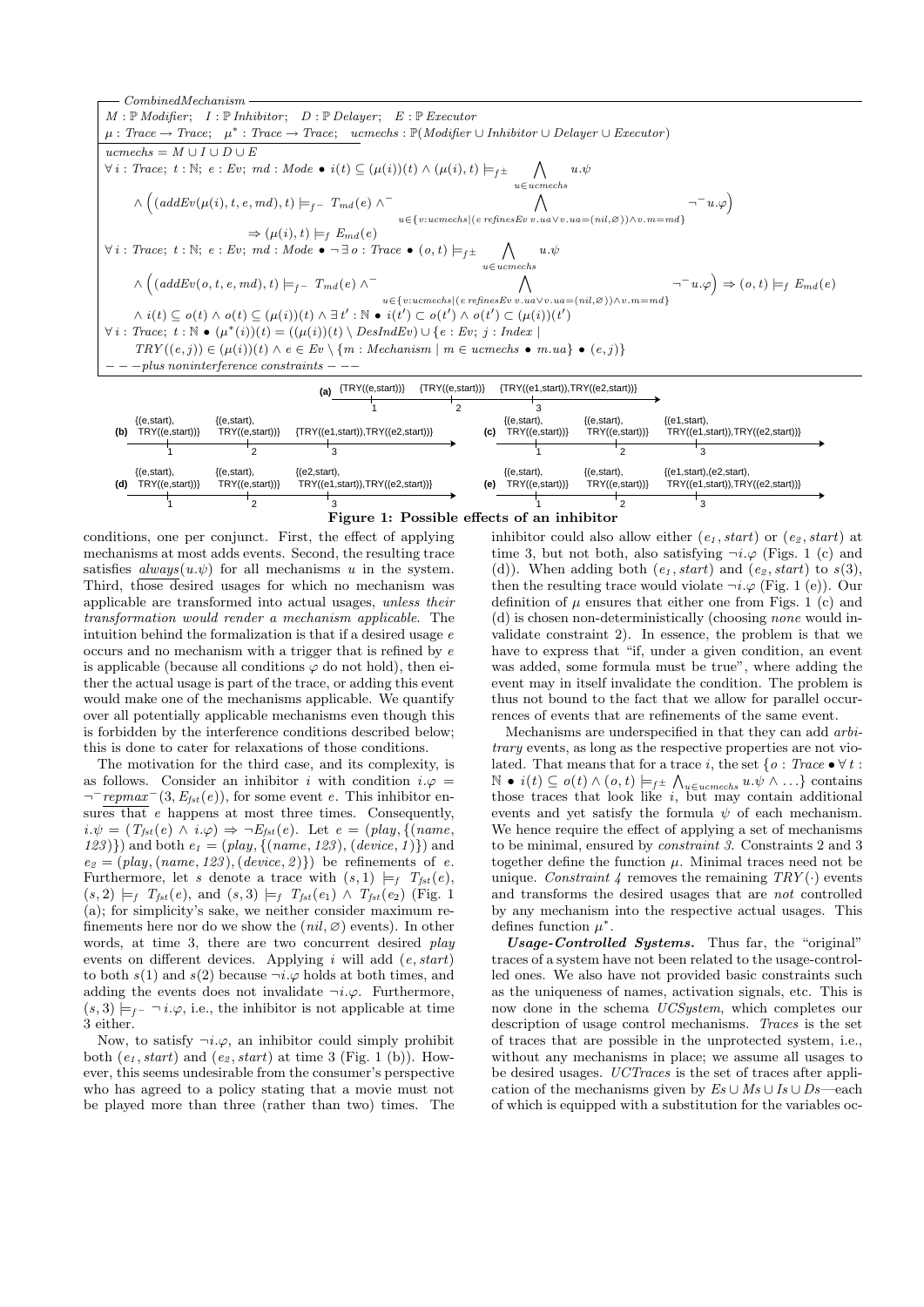*CombinedMechanism*

$M : \mathbb{P}\, Modifier;\quad I : \mathbb{P}\, Inhibitor;\quad D : \mathbb{P}\, Delayer;\quad E : \mathbb{P}\, Executor$

$\mu : Trace \rightarrow Trace;\quad \mu^* : Trace \rightarrow Trace;\quad ucmechs : \mathbb{P}(Modifier \cup Inhibitor \cup Delayer \cup Executor)$

---

$ucmechs = M \cup I \cup D \cup E$

$$\forall\, i : Trace;\ t : \mathbb{N};\ e : Ev;\ md : Mode \bullet i(t) \subseteq (\mu(i))(t) \wedge (\mu(i), t) \models_{f\pm} \bigwedge_{u \in ucmechs} u.\psi$$

$$\wedge \Big( (addEv(\mu(i), t, e, md), t) \models_{f^-} T_{md}(e) \wedge^- \bigwedge_{u \in \{v : ucmechs \mid (e\ refinesEv\ v.ua \vee v.ua = (nil, \varnothing)) \wedge v.m = md\}} \neg^- u.\varphi \Big)$$

$$\Rightarrow (\mu(i), t) \models_f E_{md}(e)$$

$$\forall\, i : Trace;\ t : \mathbb{N};\ e : Ev;\ md : Mode \bullet \neg \exists\, o : Trace \bullet (o, t) \models_{f\pm} \bigwedge_{u \in ucmechs} u.\psi$$

$$\wedge \Big( (addEv(o, t, e, md), t) \models_{f^-} T_{md}(e) \wedge^- \bigwedge_{u \in \{v : ucmechs \mid (e\ refinesEv\ v.ua \vee v.ua = (nil, \varnothing)) \wedge v.m = md\}} \neg^- u.\varphi \Big) \Rightarrow (o, t) \models_f E_{md}(e)$$

$$\wedge\, i(t) \subseteq o(t) \wedge o(t) \subseteq (\mu(i))(t) \wedge \exists\, t' : \mathbb{N} \bullet i(t') \subset o(t') \wedge o(t') \subset (\mu(i))(t')$$

$$\forall\, i : Trace;\ t : \mathbb{N} \bullet (\mu^*(i))(t) = ((\mu(i))(t) \setminus DesIndEv) \cup \{e : Ev;\ j : Index \mid$$
$$TRY((e, j)) \in (\mu(i))(t) \wedge e \in Ev \setminus \{m : Mechanism \mid m \in ucmechs \bullet m.ua\} \bullet (e, j)\}$$

$- - -$*plus noninterference constraints* $- - -$

(a) 1: {TRY((e,start))}; 2: {TRY((e,start))}; 3: {TRY((e1,start)),TRY((e2,start))}

(b) 1: {(e,start), TRY((e,start))}; 2: {(e,start), TRY((e,start))}; 3: {TRY((e1,start)),TRY((e2,start))}

(c) 1: {(e,start), TRY((e,start))}; 2: {(e,start), TRY((e,start))}; 3: {(e1,start), TRY((e1,start)),TRY((e2,start))}

(d) 1: {(e,start), TRY((e,start))}; 2: {(e,start), TRY((e,start))}; 3: {(e2,start), TRY((e1,start)),TRY((e2,start))}

(e) 1: {(e,start), TRY((e,start))}; 2: {(e,start), TRY((e,start))}; 3: {(e1,start),(e2,start), TRY((e1,start)),TRY((e2,start))}

**Figure 1: Possible effects of an inhibitor**

conditions, one per conjunct. First, the effect of applying mechanisms at most adds events. Second, the resulting trace satisfies $\underline{always}(u.\psi)$ for all mechanisms $u$ in the system. Third, those desired usages for which no mechanism was applicable are transformed into actual usages, *unless their transformation would render a mechanism applicable*. The intuition behind the formalization is that if a desired usage $e$ occurs and no mechanism with a trigger that is refined by $e$ is applicable (because all conditions $\varphi$ do not hold), then either the actual usage is part of the trace, or adding this event would make one of the mechanisms applicable. We quantify over all potentially applicable mechanisms even though this is forbidden by the interference conditions described below; this is done to cater for relaxations of those conditions.

The motivation for the third case, and its complexity, is as follows. Consider an inhibitor $i$ with condition $i.\varphi = \neg^- \underline{repmax}^-(3, E_{fst}(e))$, for some event $e$. This inhibitor ensures that $e$ happens at most three times. Consequently, $i.\psi = (T_{fst}(e) \wedge i.\varphi) \Rightarrow \neg E_{fst}(e)$. Let $e = (play, \{(name, 123)\})$ and both $e_1 = (play, \{(name, 123), (device, 1)\})$ and $e_2 = (play, (name, 123), (device, 2)\})$ be refinements of $e$. Furthermore, let $s$ denote a trace with $(s, 1) \models_f T_{fst}(e)$, $(s, 2) \models_f T_{fst}(e)$, and $(s, 3) \models_f T_{fst}(e_1) \wedge T_{fst}(e_2)$ (Fig. 1 (a); for simplicity's sake, we neither consider maximum refinements here nor do we show the $(nil, \varnothing)$ events). In other words, at time 3, there are two concurrent desired *play* events on different devices. Applying $i$ will add $(e, start)$ to both $s(1)$ and $s(2)$ because $\neg i.\varphi$ holds at both times, and adding the events does not invalidate $\neg i.\varphi$. Furthermore, $(s, 3) \models_{f^-} \neg i.\varphi$, i.e., the inhibitor is not applicable at time 3 either.

Now, to satisfy $\neg i.\varphi$, an inhibitor could simply prohibit both $(e_1, start)$ and $(e_2, start)$ at time 3 (Fig. 1 (b)). However, this seems undesirable from the consumer's perspective who has agreed to a policy stating that a movie must not be played more than three (rather than two) times. The inhibitor could also allow either $(e_1, start)$ or $(e_2, start)$ at time 3, but not both, also satisfying $\neg i.\varphi$ (Figs. 1 (c) and (d)). When adding both $(e_1, start)$ and $(e_2, start)$ to $s(3)$, then the resulting trace would violate $\neg i.\varphi$ (Fig. 1 (e)). Our definition of $\mu$ ensures that either one from Figs. 1 (c) and (d) is chosen non-deterministically (choosing *none* would invalidate constraint 2). In essence, the problem is that we have to express that "if, under a given condition, an event was added, some formula must be true", where adding the event may in itself invalidate the condition. The problem is thus not bound to the fact that we allow for parallel occurrences of events that are refinements of the same event.

Mechanisms are underspecified in that they can add *arbitrary* events, as long as the respective properties are not violated. That means that for a trace $i$, the set $\{o : Trace \bullet \forall\, t : \mathbb{N} \bullet i(t) \subseteq o(t) \wedge (o, t) \models_{f\pm} \bigwedge_{u \in ucmechs} u.\psi \wedge \ldots\}$ contains those traces that look like $i$, but may contain additional events and yet satisfy the formula $\psi$ of each mechanism. We hence require the effect of applying a set of mechanisms to be minimal, ensured by *constraint 3*. Constraints 2 and 3 together define the function $\mu$. Minimal traces need not be unique. *Constraint 4* removes the remaining $TRY(\cdot)$ events and transforms the desired usages that are *not* controlled by any mechanism into the respective actual usages. This defines function $\mu^*$.

***Usage-Controlled Systems.*** Thus far, the "original" traces of a system have not been related to the usage-controlled ones. We also have not provided basic constraints such as the uniqueness of names, activation signals, etc. This is now done in the schema *UCSystem*, which completes our description of usage control mechanisms. *Traces* is the set of traces that are possible in the unprotected system, i.e., without any mechanisms in place; we assume all usages to be desired usages. *UCTraces* is the set of traces after application of the mechanisms given by $Es \cup Ms \cup Is \cup Ds$—each of which is equipped with a substitution for the variables oc-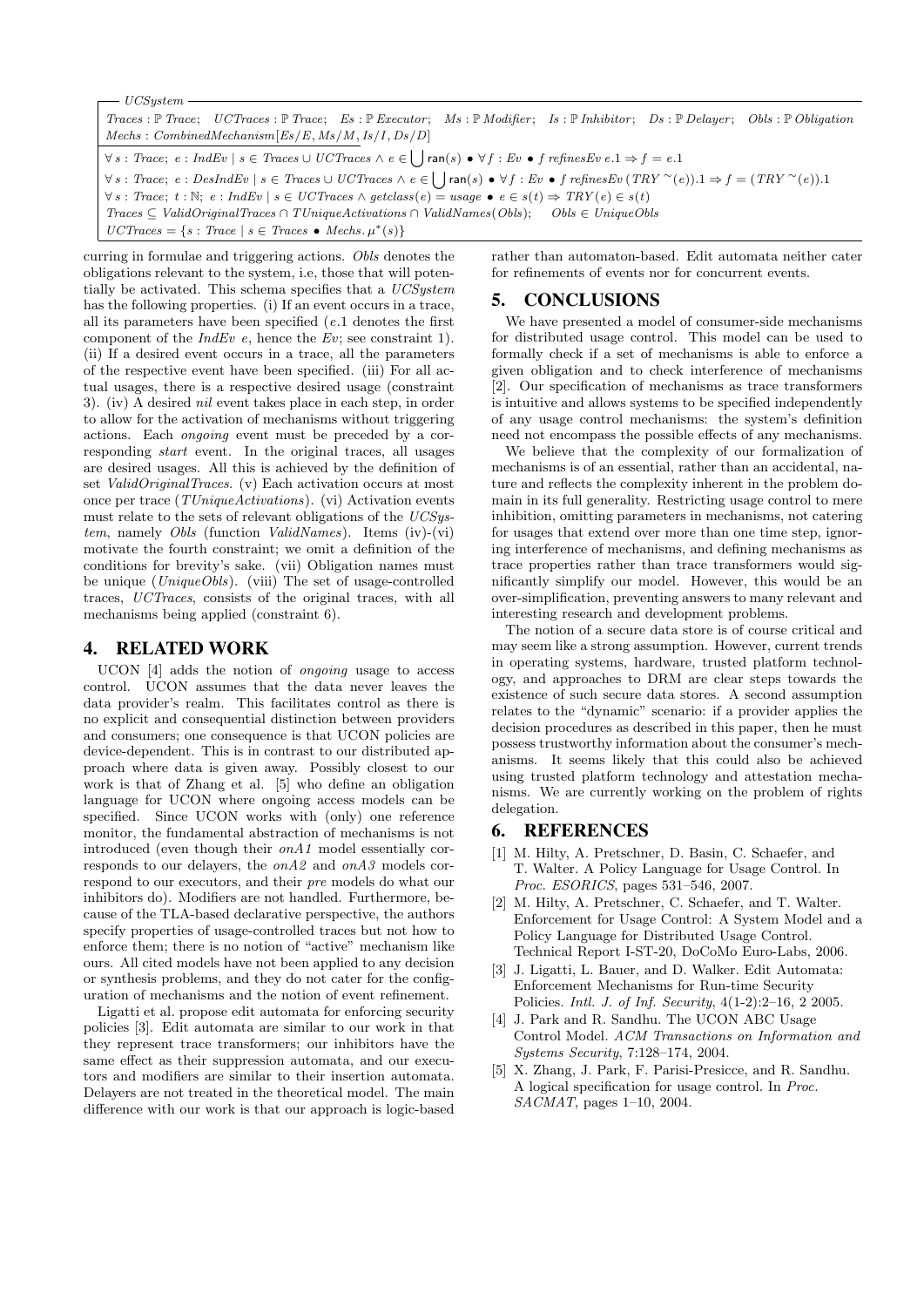**UCSystem**

$Traces : \mathbb{P}\, Trace$; $UCTraces : \mathbb{P}\, Trace$; $Es : \mathbb{P}\, Executor$; $Ms : \mathbb{P}\, Modifier$; $Is : \mathbb{P}\, Inhibitor$; $Ds : \mathbb{P}\, Delayer$; $Obls : \mathbb{P}\, Obligation$
$Mechs : CombinedMechanism[Es/E, Ms/M, Is/I, Ds/D]$

$$\forall\, s : Trace;\ e : IndEv \mid s \in Traces \cup UCTraces \wedge e \in \bigcup \mathsf{ran}(s) \bullet \forall\, f : Ev \bullet f\ refinesEv\ e.1 \Rightarrow f = e.1$$

$$\forall\, s : Trace;\ e : DesIndEv \mid s \in Traces \cup UCTraces \wedge e \in \bigcup \mathsf{ran}(s) \bullet \forall\, f : Ev \bullet f\ refinesEv\ (TRY^{\sim}(e)).1 \Rightarrow f = (TRY^{\sim}(e)).1$$

$$\forall\, s : Trace;\ t : \mathbb{N};\ e : IndEv \mid s \in UCTraces \wedge getclass(e) = usage \bullet e \in s(t) \Rightarrow TRY(e) \in s(t)$$

$$Traces \subseteq ValidOriginalTraces \cap TUniqueActivations \cap ValidNames(Obls); \quad Obls \in UniqueObls$$

$$UCTraces = \{s : Trace \mid s \in Traces \bullet Mechs.\mu^{*}(s)\}$$

curring in formulae and triggering actions. *Obls* denotes the obligations relevant to the system, i.e, those that will potentially be activated. This schema specifies that a *UCSystem* has the following properties. (i) If an event occurs in a trace, all its parameters have been specified ($e.1$ denotes the first component of the *IndEv* $e$, hence the *Ev*; see constraint 1). (ii) If a desired event occurs in a trace, all the parameters of the respective event have been specified. (iii) For all actual usages, there is a respective desired usage (constraint 3). (iv) A desired *nil* event takes place in each step, in order to allow for the activation of mechanisms without triggering actions. Each *ongoing* event must be preceded by a corresponding *start* event. In the original traces, all usages are desired usages. All this is achieved by the definition of set *ValidOriginalTraces*. (v) Each activation occurs at most once per trace (*TUniqueActivations*). (vi) Activation events must relate to the sets of relevant obligations of the *UCSystem*, namely *Obls* (function *ValidNames*). Items (iv)-(vi) motivate the fourth constraint; we omit a definition of the conditions for brevity's sake. (vii) Obligation names must be unique (*UniqueObls*). (viii) The set of usage-controlled traces, *UCTraces*, consists of the original traces, with all mechanisms being applied (constraint 6).

## 4. RELATED WORK

UCON [4] adds the notion of *ongoing* usage to access control. UCON assumes that the data never leaves the data provider's realm. This facilitates control as there is no explicit and consequential distinction between providers and consumers; one consequence is that UCON policies are device-dependent. This is in contrast to our distributed approach where data is given away. Possibly closest to our work is that of Zhang et al. [5] who define an obligation language for UCON where ongoing access models can be specified. Since UCON works with (only) one reference monitor, the fundamental abstraction of mechanisms is not introduced (even though their *onA1* model essentially corresponds to our delayers, the *onA2* and *onA3* models correspond to our executors, and their *pre* models do what our inhibitors do). Modifiers are not handled. Furthermore, because of the TLA-based declarative perspective, the authors specify properties of usage-controlled traces but not how to enforce them; there is no notion of "active" mechanism like ours. All cited models have not been applied to any decision or synthesis problems, and they do not cater for the configuration of mechanisms and the notion of event refinement.

Ligatti et al. propose edit automata for enforcing security policies [3]. Edit automata are similar to our work in that they represent trace transformers; our inhibitors have the same effect as their suppression automata, and our executors and modifiers are similar to their insertion automata. Delayers are not treated in the theoretical model. The main difference with our work is that our approach is logic-based rather than automaton-based. Edit automata neither cater for refinements of events nor for concurrent events.

## 5. CONCLUSIONS

We have presented a model of consumer-side mechanisms for distributed usage control. This model can be used to formally check if a set of mechanisms is able to enforce a given obligation and to check interference of mechanisms [2]. Our specification of mechanisms as trace transformers is intuitive and allows systems to be specified independently of any usage control mechanisms: the system's definition need not encompass the possible effects of any mechanisms.

We believe that the complexity of our formalization of mechanisms is of an essential, rather than an accidental, nature and reflects the complexity inherent in the problem domain in its full generality. Restricting usage control to mere inhibition, omitting parameters in mechanisms, not catering for usages that extend over more than one time step, ignoring interference of mechanisms, and defining mechanisms as trace properties rather than trace transformers would significantly simplify our model. However, this would be an over-simplification, preventing answers to many relevant and interesting research and development problems.

The notion of a secure data store is of course critical and may seem like a strong assumption. However, current trends in operating systems, hardware, trusted platform technology, and approaches to DRM are clear steps towards the existence of such secure data stores. A second assumption relates to the "dynamic" scenario: if a provider applies the decision procedures as described in this paper, then he must possess trustworthy information about the consumer's mechanisms. It seems likely that this could also be achieved using trusted platform technology and attestation mechanisms. We are currently working on the problem of rights delegation.

## 6. REFERENCES

[1] M. Hilty, A. Pretschner, D. Basin, C. Schaefer, and T. Walter. A Policy Language for Usage Control. In *Proc. ESORICS*, pages 531–546, 2007.

[2] M. Hilty, A. Pretschner, C. Schaefer, and T. Walter. Enforcement for Usage Control: A System Model and a Policy Language for Distributed Usage Control. Technical Report I-ST-20, DoCoMo Euro-Labs, 2006.

[3] J. Ligatti, L. Bauer, and D. Walker. Edit Automata: Enforcement Mechanisms for Run-time Security Policies. *Intl. J. of Inf. Security*, 4(1-2):2–16, 2 2005.

[4] J. Park and R. Sandhu. The UCON ABC Usage Control Model. *ACM Transactions on Information and Systems Security*, 7:128–174, 2004.

[5] X. Zhang, J. Park, F. Parisi-Presicce, and R. Sandhu. A logical specification for usage control. In *Proc. SACMAT*, pages 1–10, 2004.